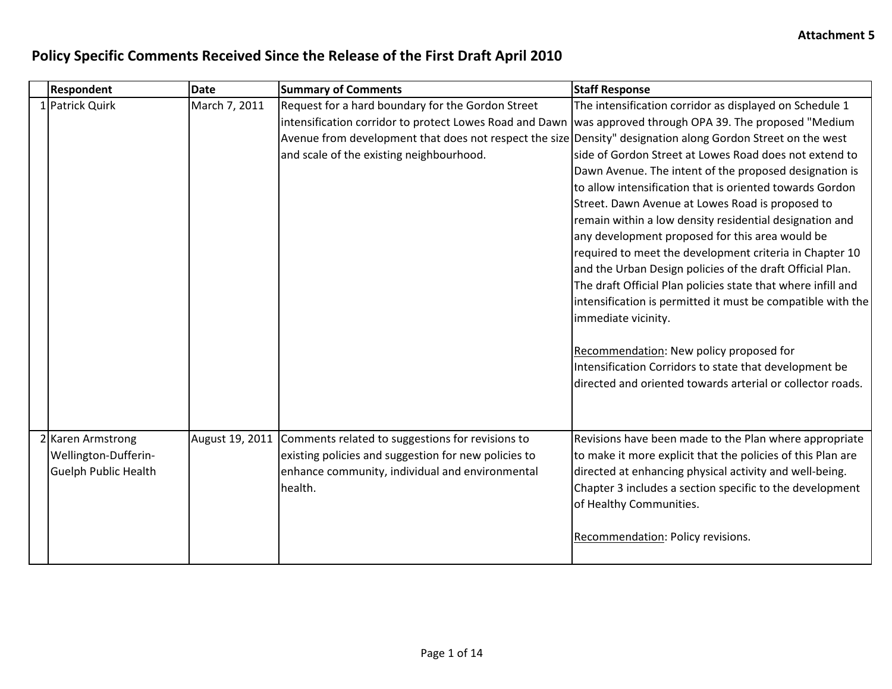Attachment 5

# Policy Specific Comments Received Since the Release of the First Draft April 2010

| | Respondent | Date | Summary of Comments | Staff Response |
|---|---|---|---|---|
| 1 | Patrick Quirk | March 7, 2011 | Request for a hard boundary for the Gordon Street intensification corridor to protect Lowes Road and Dawn Avenue from development that does not respect the size and scale of the existing neighbourhood. | The intensification corridor as displayed on Schedule 1 was approved through OPA 39. The proposed "Medium Density" designation along Gordon Street on the west side of Gordon Street at Lowes Road does not extend to Dawn Avenue. The intent of the proposed designation is to allow intensification that is oriented towards Gordon Street. Dawn Avenue at Lowes Road is proposed to remain within a low density residential designation and any development proposed for this area would be required to meet the development criteria in Chapter 10 and the Urban Design policies of the draft Official Plan. The draft Official Plan policies state that where infill and intensification is permitted it must be compatible with the immediate vicinity.<br><br><u>Recommendation</u>: New policy proposed for Intensification Corridors to state that development be directed and oriented towards arterial or collector roads. |
| 2 | Karen Armstrong Wellington-Dufferin-Guelph Public Health | August 19, 2011 | Comments related to suggestions for revisions to existing policies and suggestion for new policies to enhance community, individual and environmental health. | Revisions have been made to the Plan where appropriate to make it more explicit that the policies of this Plan are directed at enhancing physical activity and well-being. Chapter 3 includes a section specific to the development of Healthy Communities.<br><br><u>Recommendation</u>: Policy revisions. |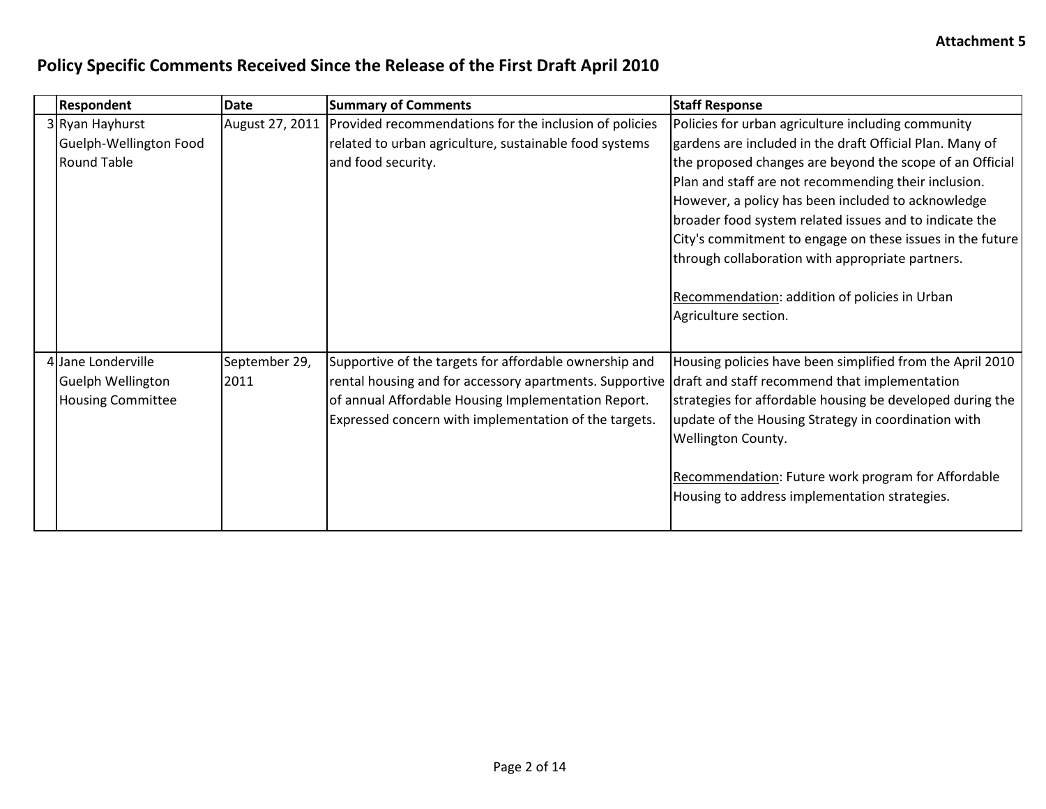**Attachment 5**

## Policy Specific Comments Received Since the Release of the First Draft April 2010

| | Respondent | Date | Summary of Comments | Staff Response |
|---|---|---|---|---|
| 3 | Ryan Hayhurst<br>Guelph-Wellington Food Round Table | August 27, 2011 | Provided recommendations for the inclusion of policies related to urban agriculture, sustainable food systems and food security. | Policies for urban agriculture including community gardens are included in the draft Official Plan. Many of the proposed changes are beyond the scope of an Official Plan and staff are not recommending their inclusion. However, a policy has been included to acknowledge broader food system related issues and to indicate the City's commitment to engage on these issues in the future through collaboration with appropriate partners.<br><br><u>Recommendation</u>: addition of policies in Urban Agriculture section. |
| 4 | Jane Londerville<br>Guelph Wellington Housing Committee | September 29, 2011 | Supportive of the targets for affordable ownership and rental housing and for accessory apartments. Supportive of annual Affordable Housing Implementation Report. Expressed concern with implementation of the targets. | Housing policies have been simplified from the April 2010 draft and staff recommend that implementation strategies for affordable housing be developed during the update of the Housing Strategy in coordination with Wellington County.<br><br><u>Recommendation</u>: Future work program for Affordable Housing to address implementation strategies. |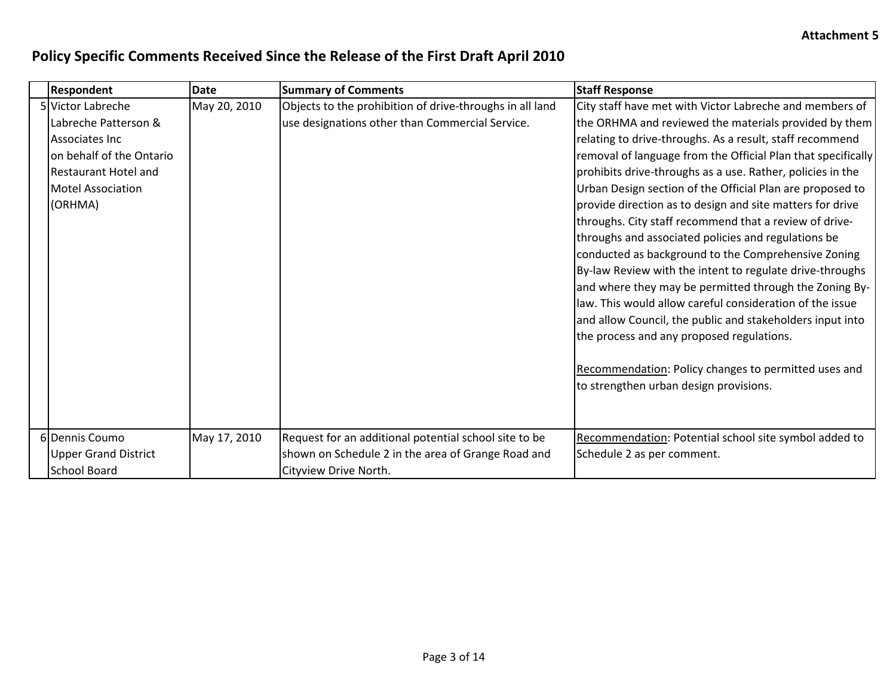Attachment 5

## Policy Specific Comments Received Since the Release of the First Draft April 2010

| | Respondent | Date | Summary of Comments | Staff Response |
|---|---|---|---|---|
| 5 | Victor Labreche<br>Labreche Patterson & Associates Inc<br>on behalf of the Ontario Restaurant Hotel and Motel Association (ORHMA) | May 20, 2010 | Objects to the prohibition of drive-throughs in all land use designations other than Commercial Service. | City staff have met with Victor Labreche and members of the ORHMA and reviewed the materials provided by them relating to drive-throughs. As a result, staff recommend removal of language from the Official Plan that specifically prohibits drive-throughs as a use. Rather, policies in the Urban Design section of the Official Plan are proposed to provide direction as to design and site matters for drive throughs. City staff recommend that a review of drive-throughs and associated policies and regulations be conducted as background to the Comprehensive Zoning By-law Review with the intent to regulate drive-throughs and where they may be permitted through the Zoning By-law. This would allow careful consideration of the issue and allow Council, the public and stakeholders input into the process and any proposed regulations.<br><br>Recommendation: Policy changes to permitted uses and to strengthen urban design provisions. |
| 6 | Dennis Coumo<br>Upper Grand District School Board | May 17, 2010 | Request for an additional potential school site to be shown on Schedule 2 in the area of Grange Road and Cityview Drive North. | Recommendation: Potential school site symbol added to Schedule 2 as per comment. |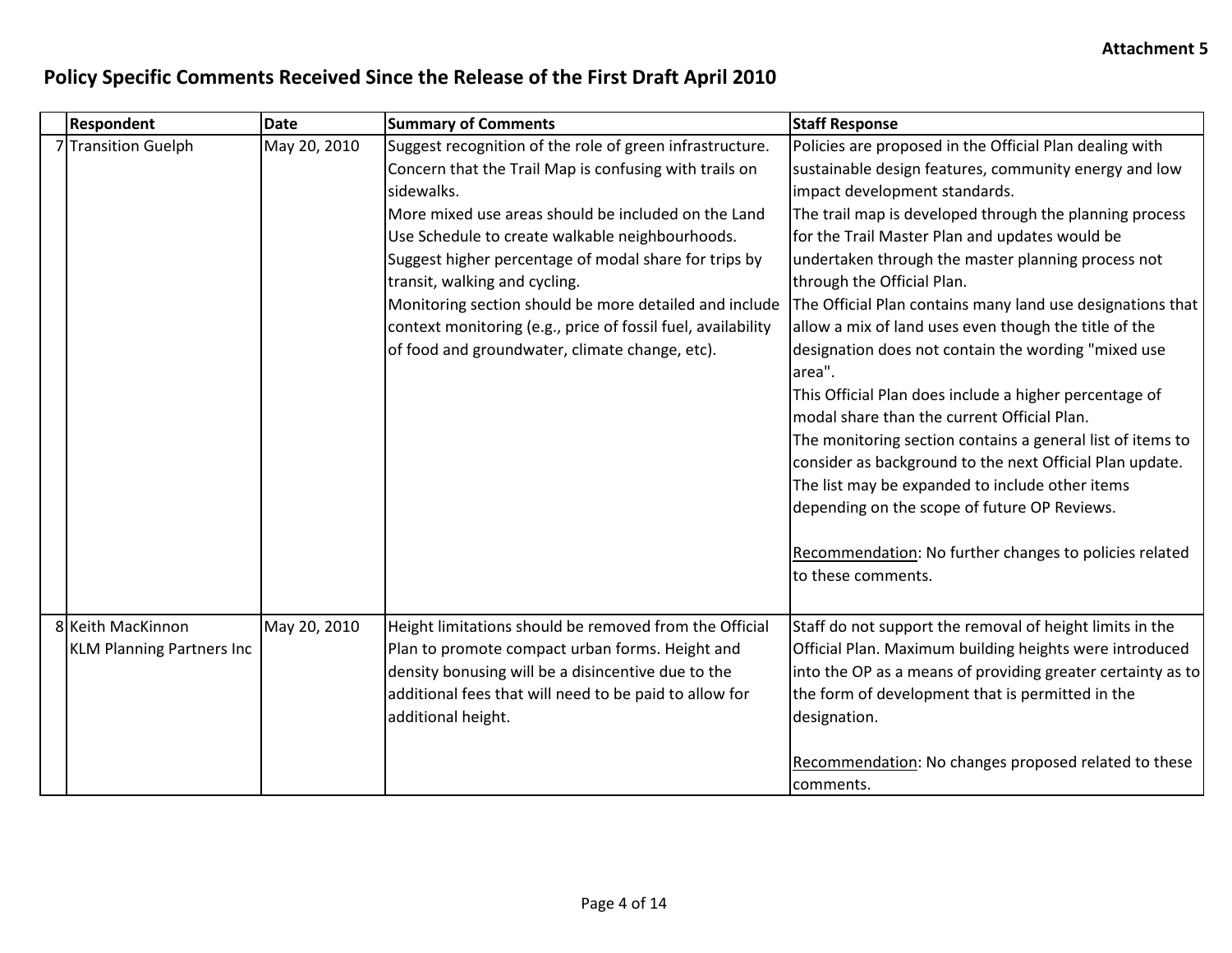**Attachment 5**

# Policy Specific Comments Received Since the Release of the First Draft April 2010

| | Respondent | Date | Summary of Comments | Staff Response |
|---|---|---|---|---|
| 7 | Transition Guelph | May 20, 2010 | Suggest recognition of the role of green infrastructure.<br>Concern that the Trail Map is confusing with trails on sidewalks.<br>More mixed use areas should be included on the Land Use Schedule to create walkable neighbourhoods.<br>Suggest higher percentage of modal share for trips by transit, walking and cycling.<br>Monitoring section should be more detailed and include context monitoring (e.g., price of fossil fuel, availability of food and groundwater, climate change, etc). | Policies are proposed in the Official Plan dealing with sustainable design features, community energy and low impact development standards.<br>The trail map is developed through the planning process for the Trail Master Plan and updates would be undertaken through the master planning process not through the Official Plan.<br>The Official Plan contains many land use designations that allow a mix of land uses even though the title of the designation does not contain the wording "mixed use area".<br>This Official Plan does include a higher percentage of modal share than the current Official Plan.<br>The monitoring section contains a general list of items to consider as background to the next Official Plan update. The list may be expanded to include other items depending on the scope of future OP Reviews.<br><br>Recommendation: No further changes to policies related to these comments. |
| 8 | Keith MacKinnon<br>KLM Planning Partners Inc | May 20, 2010 | Height limitations should be removed from the Official Plan to promote compact urban forms. Height and density bonusing will be a disincentive due to the additional fees that will need to be paid to allow for additional height. | Staff do not support the removal of height limits in the Official Plan. Maximum building heights were introduced into the OP as a means of providing greater certainty as to the form of development that is permitted in the designation.<br><br>Recommendation: No changes proposed related to these comments. |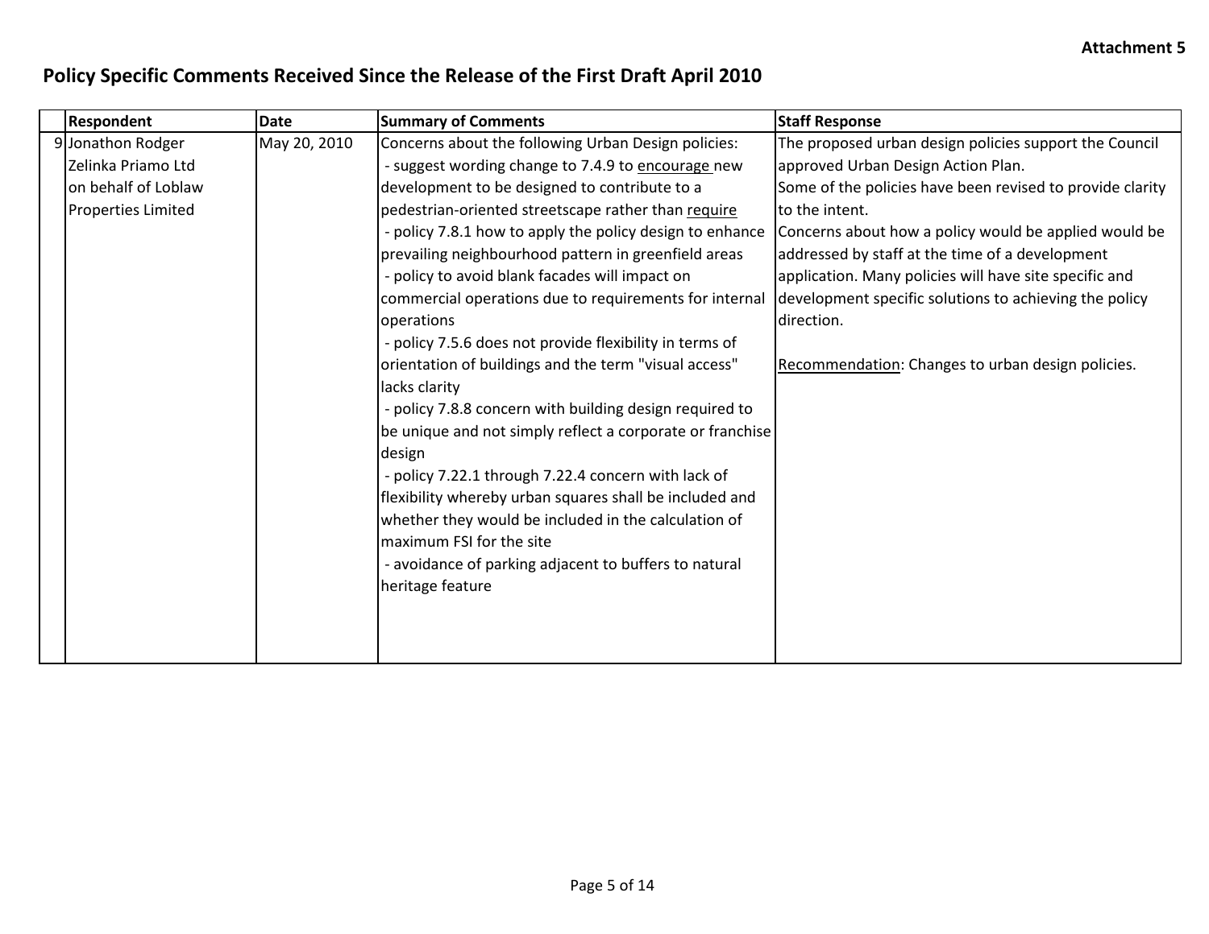**Attachment 5**

## Policy Specific Comments Received Since the Release of the First Draft April 2010

| | Respondent | Date | Summary of Comments | Staff Response |
|---|---|---|---|---|
| 9 | Jonathon Rodger<br>Zelinka Priamo Ltd<br>on behalf of Loblaw<br>Properties Limited | May 20, 2010 | Concerns about the following Urban Design policies:<br>- suggest wording change to 7.4.9 to <u>encourage</u> new development to be designed to contribute to a pedestrian-oriented streetscape rather than <u>require</u><br>- policy 7.8.1 how to apply the policy design to enhance prevailing neighbourhood pattern in greenfield areas<br>- policy to avoid blank facades will impact on commercial operations due to requirements for internal operations<br>- policy 7.5.6 does not provide flexibility in terms of orientation of buildings and the term "visual access" lacks clarity<br>- policy 7.8.8 concern with building design required to be unique and not simply reflect a corporate or franchise design<br>- policy 7.22.1 through 7.22.4 concern with lack of flexibility whereby urban squares shall be included and whether they would be included in the calculation of maximum FSI for the site<br>- avoidance of parking adjacent to buffers to natural heritage feature | The proposed urban design policies support the Council approved Urban Design Action Plan.<br>Some of the policies have been revised to provide clarity to the intent.<br>Concerns about how a policy would be applied would be addressed by staff at the time of a development application. Many policies will have site specific and development specific solutions to achieving the policy direction.<br><br><u>Recommendation</u>: Changes to urban design policies. |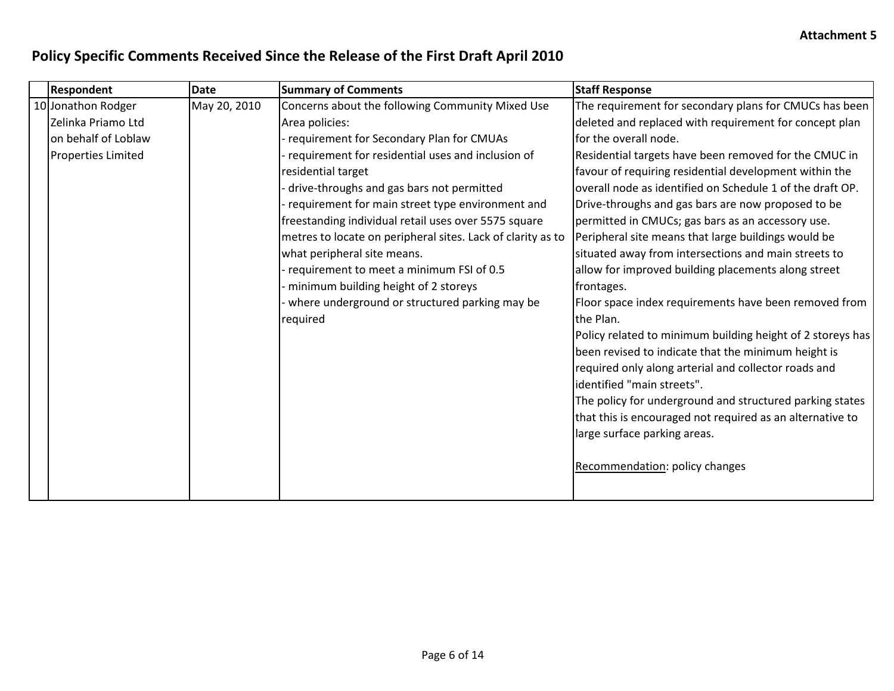**Attachment 5**

## Policy Specific Comments Received Since the Release of the First Draft April 2010

| | Respondent | Date | Summary of Comments | Staff Response |
|---|---|---|---|---|
| 10 | Jonathon Rodger Zelinka Priamo Ltd on behalf of Loblaw Properties Limited | May 20, 2010 | Concerns about the following Community Mixed Use Area policies:<br>- requirement for Secondary Plan for CMUAs<br>- requirement for residential uses and inclusion of residential target<br>- drive-throughs and gas bars not permitted<br>- requirement for main street type environment and freestanding individual retail uses over 5575 square metres to locate on peripheral sites. Lack of clarity as to what peripheral site means.<br>- requirement to meet a minimum FSI of 0.5<br>- minimum building height of 2 storeys<br>- where underground or structured parking may be required | The requirement for secondary plans for CMUCs has been deleted and replaced with requirement for concept plan for the overall node.<br>Residential targets have been removed for the CMUC in favour of requiring residential development within the overall node as identified on Schedule 1 of the draft OP.<br>Drive-throughs and gas bars are now proposed to be permitted in CMUCs; gas bars as an accessory use.<br>Peripheral site means that large buildings would be situated away from intersections and main streets to allow for improved building placements along street frontages.<br>Floor space index requirements have been removed from the Plan.<br>Policy related to minimum building height of 2 storeys has been revised to indicate that the minimum height is required only along arterial and collector roads and identified "main streets".<br>The policy for underground and structured parking states that this is encouraged not required as an alternative to large surface parking areas.<br><br><u>Recommendation</u>: policy changes |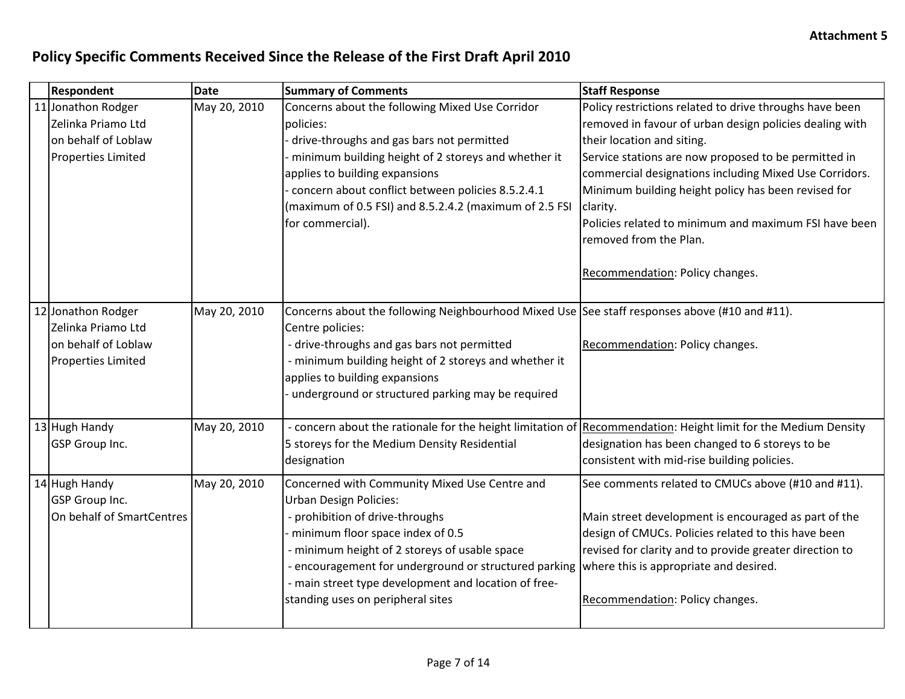**Attachment 5**

## Policy Specific Comments Received Since the Release of the First Draft April 2010

| | Respondent | Date | Summary of Comments | Staff Response |
|---|---|---|---|---|
| 11 | Jonathon Rodger<br>Zelinka Priamo Ltd<br>on behalf of Loblaw Properties Limited | May 20, 2010 | Concerns about the following Mixed Use Corridor policies:<br>- drive-throughs and gas bars not permitted<br>- minimum building height of 2 storeys and whether it applies to building expansions<br>- concern about conflict between policies 8.5.2.4.1 (maximum of 0.5 FSI) and 8.5.2.4.2 (maximum of 2.5 FSI for commercial). | Policy restrictions related to drive throughs have been removed in favour of urban design policies dealing with their location and siting.<br>Service stations are now proposed to be permitted in commercial designations including Mixed Use Corridors.<br>Minimum building height policy has been revised for clarity.<br>Policies related to minimum and maximum FSI have been removed from the Plan.<br><br>Recommendation: Policy changes. |
| 12 | Jonathon Rodger<br>Zelinka Priamo Ltd<br>on behalf of Loblaw Properties Limited | May 20, 2010 | Concerns about the following Neighbourhood Mixed Use Centre policies:<br>- drive-throughs and gas bars not permitted<br>- minimum building height of 2 storeys and whether it applies to building expansions<br>- underground or structured parking may be required | See staff responses above (#10 and #11).<br><br>Recommendation: Policy changes. |
| 13 | Hugh Handy<br>GSP Group Inc. | May 20, 2010 | - concern about the rationale for the height limitation of 5 storeys for the Medium Density Residential designation | Recommendation: Height limit for the Medium Density designation has been changed to 6 storeys to be consistent with mid-rise building policies. |
| 14 | Hugh Handy<br>GSP Group Inc.<br>On behalf of SmartCentres | May 20, 2010 | Concerned with Community Mixed Use Centre and Urban Design Policies:<br>- prohibition of drive-throughs<br>- minimum floor space index of 0.5<br>- minimum height of 2 storeys of usable space<br>- encouragement for underground or structured parking<br>- main street type development and location of free-standing uses on peripheral sites | See comments related to CMUCs above (#10 and #11).<br><br>Main street development is encouraged as part of the design of CMUCs. Policies related to this have been revised for clarity and to provide greater direction to where this is appropriate and desired.<br><br>Recommendation: Policy changes. |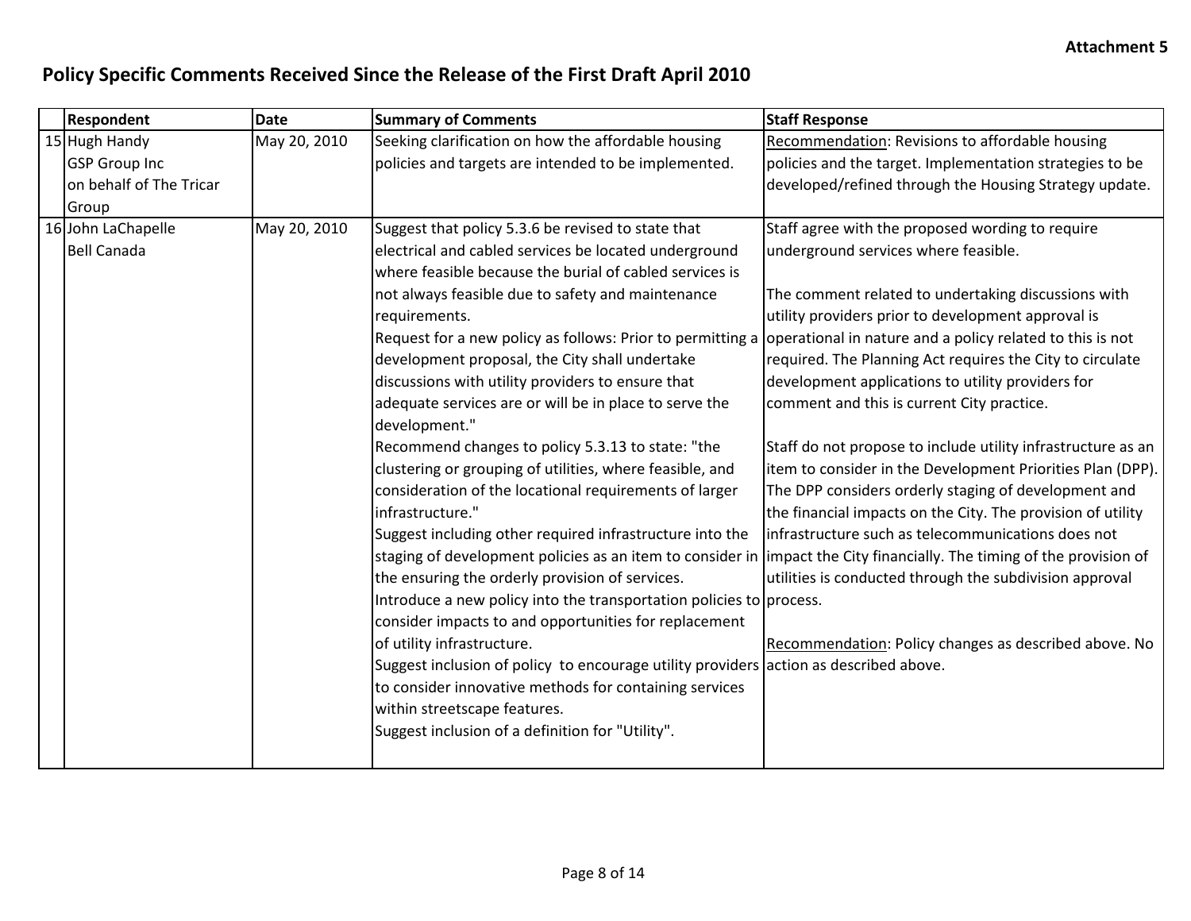**Attachment 5**

## Policy Specific Comments Received Since the Release of the First Draft April 2010

| | Respondent | Date | Summary of Comments | Staff Response |
|---|---|---|---|---|
| 15 | Hugh Handy<br>GSP Group Inc<br>on behalf of The Tricar Group | May 20, 2010 | Seeking clarification on how the affordable housing policies and targets are intended to be implemented. | Recommendation: Revisions to affordable housing policies and the target. Implementation strategies to be developed/refined through the Housing Strategy update. |
| 16 | John LaChapelle<br>Bell Canada | May 20, 2010 | Suggest that policy 5.3.6 be revised to state that electrical and cabled services be located underground where feasible because the burial of cabled services is not always feasible due to safety and maintenance requirements.<br>Request for a new policy as follows: Prior to permitting a development proposal, the City shall undertake discussions with utility providers to ensure that adequate services are or will be in place to serve the development."<br>Recommend changes to policy 5.3.13 to state: "the clustering or grouping of utilities, where feasible, and consideration of the locational requirements of larger infrastructure."<br>Suggest including other required infrastructure into the staging of development policies as an item to consider in the ensuring the orderly provision of services.<br>Introduce a new policy into the transportation policies to consider impacts to and opportunities for replacement of utility infrastructure.<br>Suggest inclusion of policy to encourage utility providers to consider innovative methods for containing services within streetscape features.<br>Suggest inclusion of a definition for "Utility". | Staff agree with the proposed wording to require underground services where feasible.<br><br>The comment related to undertaking discussions with utility providers prior to development approval is operational in nature and a policy related to this is not required. The Planning Act requires the City to circulate development applications to utility providers for comment and this is current City practice.<br><br>Staff do not propose to include utility infrastructure as an item to consider in the Development Priorities Plan (DPP). The DPP considers orderly staging of development and the financial impacts on the City. The provision of utility infrastructure such as telecommunications does not impact the City financially. The timing of the provision of utilities is conducted through the subdivision approval process.<br><br>Recommendation: Policy changes as described above. No action as described above. |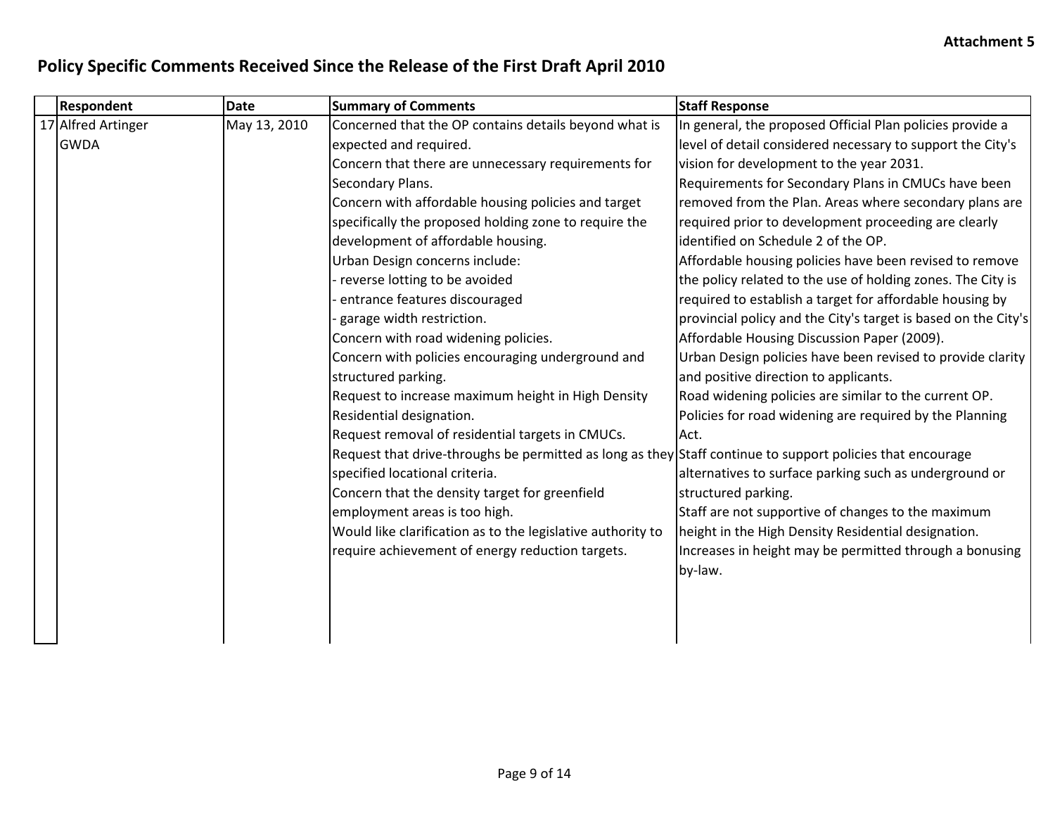**Attachment 5**

## Policy Specific Comments Received Since the Release of the First Draft April 2010

| | Respondent | Date | Summary of Comments | Staff Response |
|---|---|---|---|---|
| 17 | Alfred Artinger<br>GWDA | May 13, 2010 | Concerned that the OP contains details beyond what is expected and required.<br>Concern that there are unnecessary requirements for Secondary Plans.<br>Concern with affordable housing policies and target specifically the proposed holding zone to require the development of affordable housing.<br>Urban Design concerns include:<br>- reverse lotting to be avoided<br>- entrance features discouraged<br>- garage width restriction.<br>Concern with road widening policies.<br>Concern with policies encouraging underground and structured parking.<br>Request to increase maximum height in High Density Residential designation.<br>Request removal of residential targets in CMUCs.<br>Request that drive-throughs be permitted as long as they specified locational criteria.<br>Concern that the density target for greenfield employment areas is too high.<br>Would like clarification as to the legislative authority to require achievement of energy reduction targets. | In general, the proposed Official Plan policies provide a level of detail considered necessary to support the City's vision for development to the year 2031.<br>Requirements for Secondary Plans in CMUCs have been removed from the Plan. Areas where secondary plans are required prior to development proceeding are clearly identified on Schedule 2 of the OP.<br>Affordable housing policies have been revised to remove the policy related to the use of holding zones. The City is required to establish a target for affordable housing by provincial policy and the City's target is based on the City's Affordable Housing Discussion Paper (2009).<br>Urban Design policies have been revised to provide clarity and positive direction to applicants.<br>Road widening policies are similar to the current OP. Policies for road widening are required by the Planning Act.<br>Staff continue to support policies that encourage alternatives to surface parking such as underground or structured parking.<br>Staff are not supportive of changes to the maximum height in the High Density Residential designation. Increases in height may be permitted through a bonusing by-law. |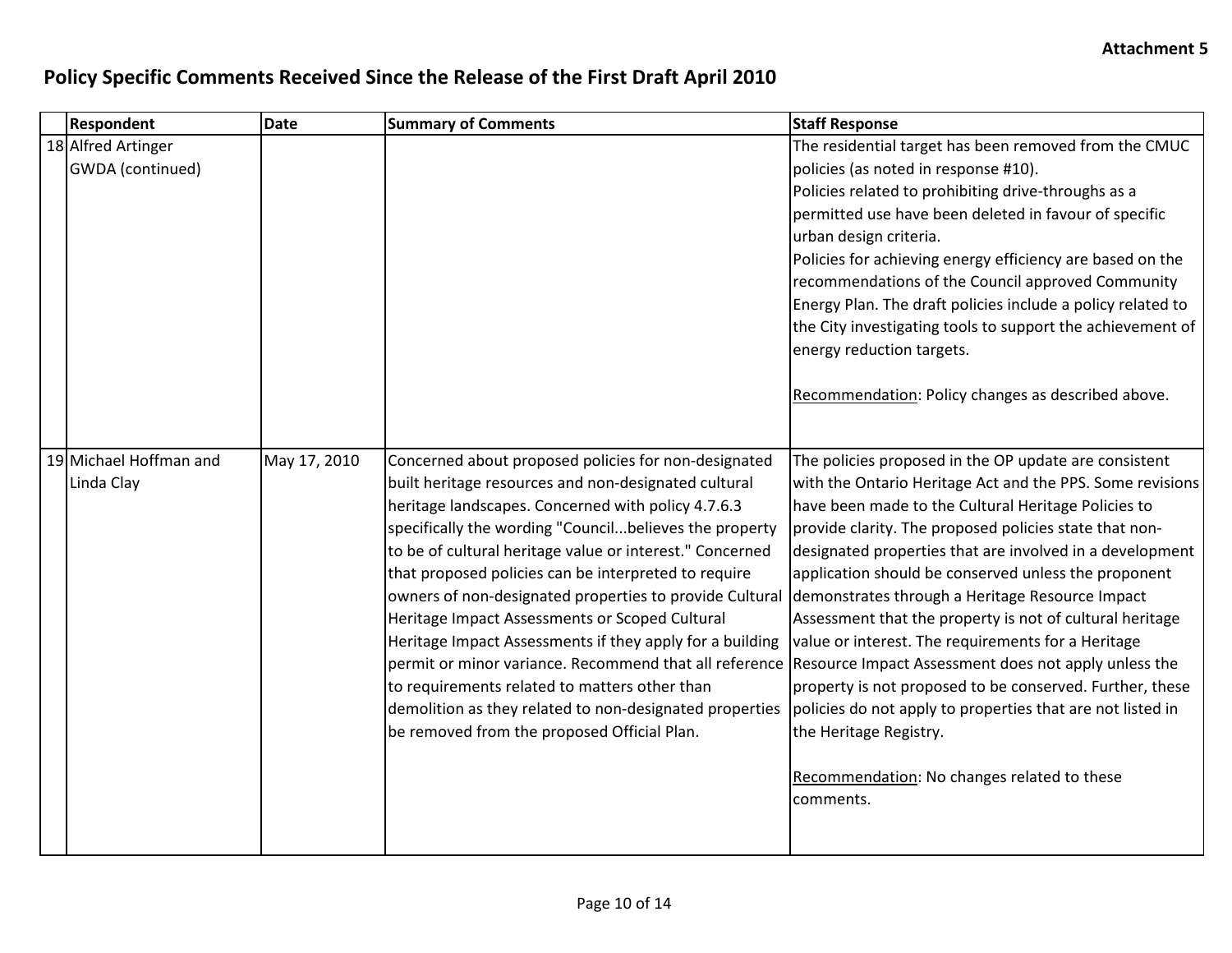**Attachment 5**

## Policy Specific Comments Received Since the Release of the First Draft April 2010

| | Respondent | Date | Summary of Comments | Staff Response |
|---|---|---|---|---|
| 18 | Alfred Artinger<br>GWDA (continued) | | | The residential target has been removed from the CMUC policies (as noted in response #10).<br>Policies related to prohibiting drive-throughs as a permitted use have been deleted in favour of specific urban design criteria.<br>Policies for achieving energy efficiency are based on the recommendations of the Council approved Community Energy Plan. The draft policies include a policy related to the City investigating tools to support the achievement of energy reduction targets.<br><br><u>Recommendation</u>: Policy changes as described above. |
| 19 | Michael Hoffman and Linda Clay | May 17, 2010 | Concerned about proposed policies for non-designated built heritage resources and non-designated cultural heritage landscapes. Concerned with policy 4.7.6.3 specifically the wording "Council...believes the property to be of cultural heritage value or interest." Concerned that proposed policies can be interpreted to require owners of non-designated properties to provide Cultural Heritage Impact Assessments or Scoped Cultural Heritage Impact Assessments if they apply for a building permit or minor variance. Recommend that all reference to requirements related to matters other than demolition as they related to non-designated properties be removed from the proposed Official Plan. | The policies proposed in the OP update are consistent with the Ontario Heritage Act and the PPS. Some revisions have been made to the Cultural Heritage Policies to provide clarity. The proposed policies state that non-designated properties that are involved in a development application should be conserved unless the proponent demonstrates through a Heritage Resource Impact Assessment that the property is not of cultural heritage value or interest. The requirements for a Heritage Resource Impact Assessment does not apply unless the property is not proposed to be conserved. Further, these policies do not apply to properties that are not listed in the Heritage Registry.<br><br><u>Recommendation</u>: No changes related to these comments. |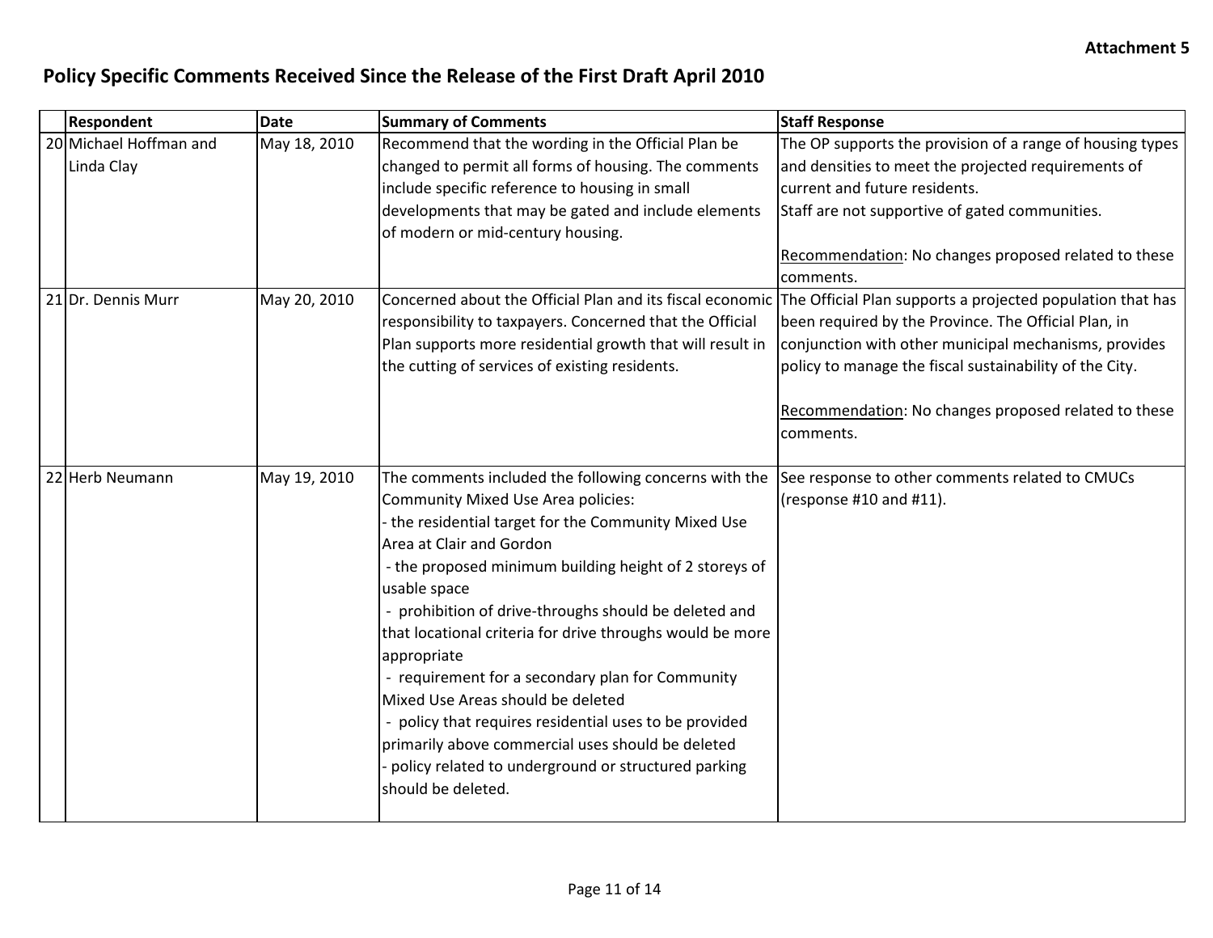**Attachment 5**

## Policy Specific Comments Received Since the Release of the First Draft April 2010

| | Respondent | Date | Summary of Comments | Staff Response |
|---|---|---|---|---|
| 20 | Michael Hoffman and Linda Clay | May 18, 2010 | Recommend that the wording in the Official Plan be changed to permit all forms of housing. The comments include specific reference to housing in small developments that may be gated and include elements of modern or mid-century housing. | The OP supports the provision of a range of housing types and densities to meet the projected requirements of current and future residents.<br>Staff are not supportive of gated communities.<br><br><u>Recommendation</u>: No changes proposed related to these comments. |
| 21 | Dr. Dennis Murr | May 20, 2010 | Concerned about the Official Plan and its fiscal economic responsibility to taxpayers. Concerned that the Official Plan supports more residential growth that will result in the cutting of services of existing residents. | The Official Plan supports a projected population that has been required by the Province. The Official Plan, in conjunction with other municipal mechanisms, provides policy to manage the fiscal sustainability of the City.<br><br><u>Recommendation</u>: No changes proposed related to these comments. |
| 22 | Herb Neumann | May 19, 2010 | The comments included the following concerns with the Community Mixed Use Area policies:<br>- the residential target for the Community Mixed Use Area at Clair and Gordon<br>- the proposed minimum building height of 2 storeys of usable space<br>- prohibition of drive-throughs should be deleted and that locational criteria for drive throughs would be more appropriate<br>- requirement for a secondary plan for Community Mixed Use Areas should be deleted<br>- policy that requires residential uses to be provided primarily above commercial uses should be deleted<br>- policy related to underground or structured parking should be deleted. | See response to other comments related to CMUCs (response #10 and #11). |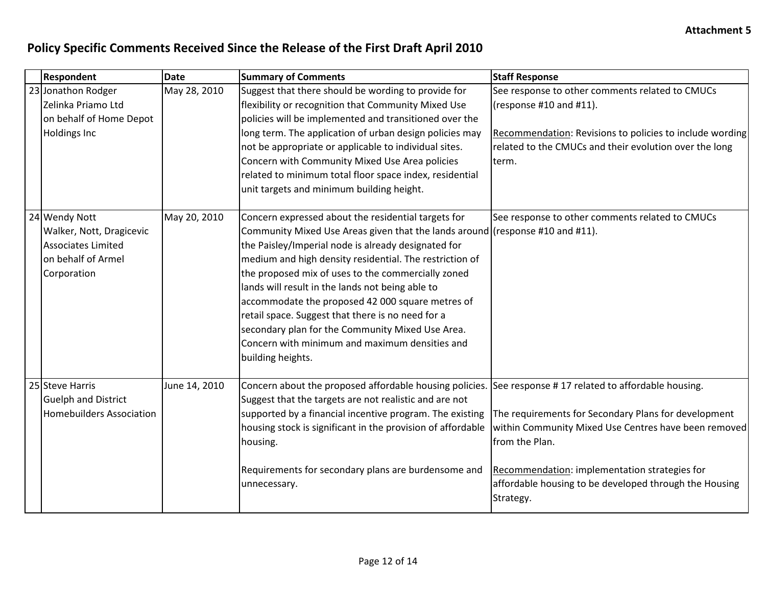Attachment 5

## Policy Specific Comments Received Since the Release of the First Draft April 2010

| | Respondent | Date | Summary of Comments | Staff Response |
|---|---|---|---|---|
| 23 | Jonathon Rodger<br>Zelinka Priamo Ltd<br>on behalf of Home Depot Holdings Inc | May 28, 2010 | Suggest that there should be wording to provide for flexibility or recognition that Community Mixed Use policies will be implemented and transitioned over the long term. The application of urban design policies may not be appropriate or applicable to individual sites. Concern with Community Mixed Use Area policies related to minimum total floor space index, residential unit targets and minimum building height. | See response to other comments related to CMUCs (response #10 and #11).<br><br><u>Recommendation</u>: Revisions to policies to include wording related to the CMUCs and their evolution over the long term. |
| 24 | Wendy Nott<br>Walker, Nott, Dragicevic Associates Limited<br>on behalf of Armel Corporation | May 20, 2010 | Concern expressed about the residential targets for Community Mixed Use Areas given that the lands around the Paisley/Imperial node is already designated for medium and high density residential. The restriction of the proposed mix of uses to the commercially zoned lands will result in the lands not being able to accommodate the proposed 42 000 square metres of retail space. Suggest that there is no need for a secondary plan for the Community Mixed Use Area. Concern with minimum and maximum densities and building heights. | See response to other comments related to CMUCs (response #10 and #11). |
| 25 | Steve Harris<br>Guelph and District Homebuilders Association | June 14, 2010 | Concern about the proposed affordable housing policies. Suggest that the targets are not realistic and are not supported by a financial incentive program. The existing housing stock is significant in the provision of affordable housing.<br><br>Requirements for secondary plans are burdensome and unnecessary. | See response # 17 related to affordable housing.<br><br>The requirements for Secondary Plans for development within Community Mixed Use Centres have been removed from the Plan.<br><br><u>Recommendation</u>: implementation strategies for affordable housing to be developed through the Housing Strategy. |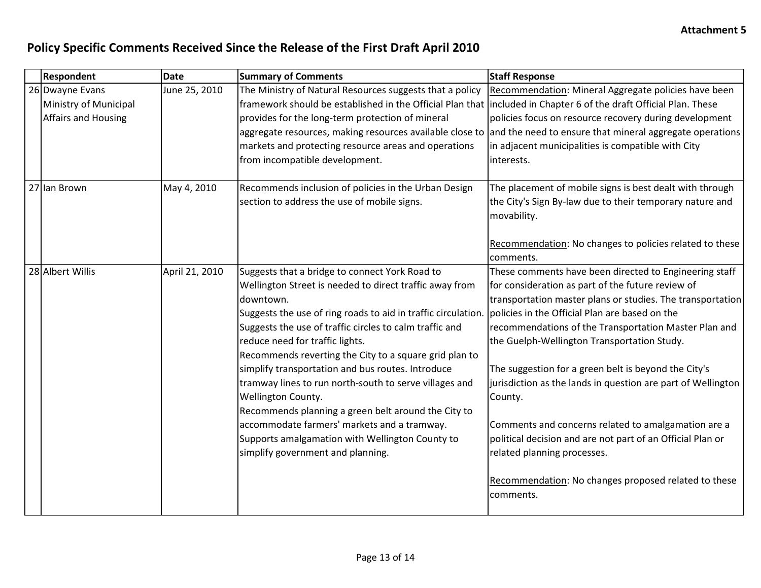**Attachment 5**

## Policy Specific Comments Received Since the Release of the First Draft April 2010

| | Respondent | Date | Summary of Comments | Staff Response |
|---|---|---|---|---|
| 26 | Dwayne Evans Ministry of Municipal Affairs and Housing | June 25, 2010 | The Ministry of Natural Resources suggests that a policy framework should be established in the Official Plan that provides for the long-term protection of mineral aggregate resources, making resources available close to markets and protecting resource areas and operations from incompatible development. | Recommendation: Mineral Aggregate policies have been included in Chapter 6 of the draft Official Plan. These policies focus on resource recovery during development and the need to ensure that mineral aggregate operations in adjacent municipalities is compatible with City interests. |
| 27 | Ian Brown | May 4, 2010 | Recommends inclusion of policies in the Urban Design section to address the use of mobile signs. | The placement of mobile signs is best dealt with through the City's Sign By-law due to their temporary nature and movability.<br><br>Recommendation: No changes to policies related to these comments. |
| 28 | Albert Willis | April 21, 2010 | Suggests that a bridge to connect York Road to Wellington Street is needed to direct traffic away from downtown.<br>Suggests the use of ring roads to aid in traffic circulation.<br>Suggests the use of traffic circles to calm traffic and reduce need for traffic lights.<br>Recommends reverting the City to a square grid plan to simplify transportation and bus routes. Introduce tramway lines to run north-south to serve villages and Wellington County.<br>Recommends planning a green belt around the City to accommodate farmers' markets and a tramway.<br>Supports amalgamation with Wellington County to simplify government and planning. | These comments have been directed to Engineering staff for consideration as part of the future review of transportation master plans or studies. The transportation policies in the Official Plan are based on the recommendations of the Transportation Master Plan and the Guelph-Wellington Transportation Study.<br><br>The suggestion for a green belt is beyond the City's jurisdiction as the lands in question are part of Wellington County.<br><br>Comments and concerns related to amalgamation are a political decision and are not part of an Official Plan or related planning processes.<br><br>Recommendation: No changes proposed related to these comments. |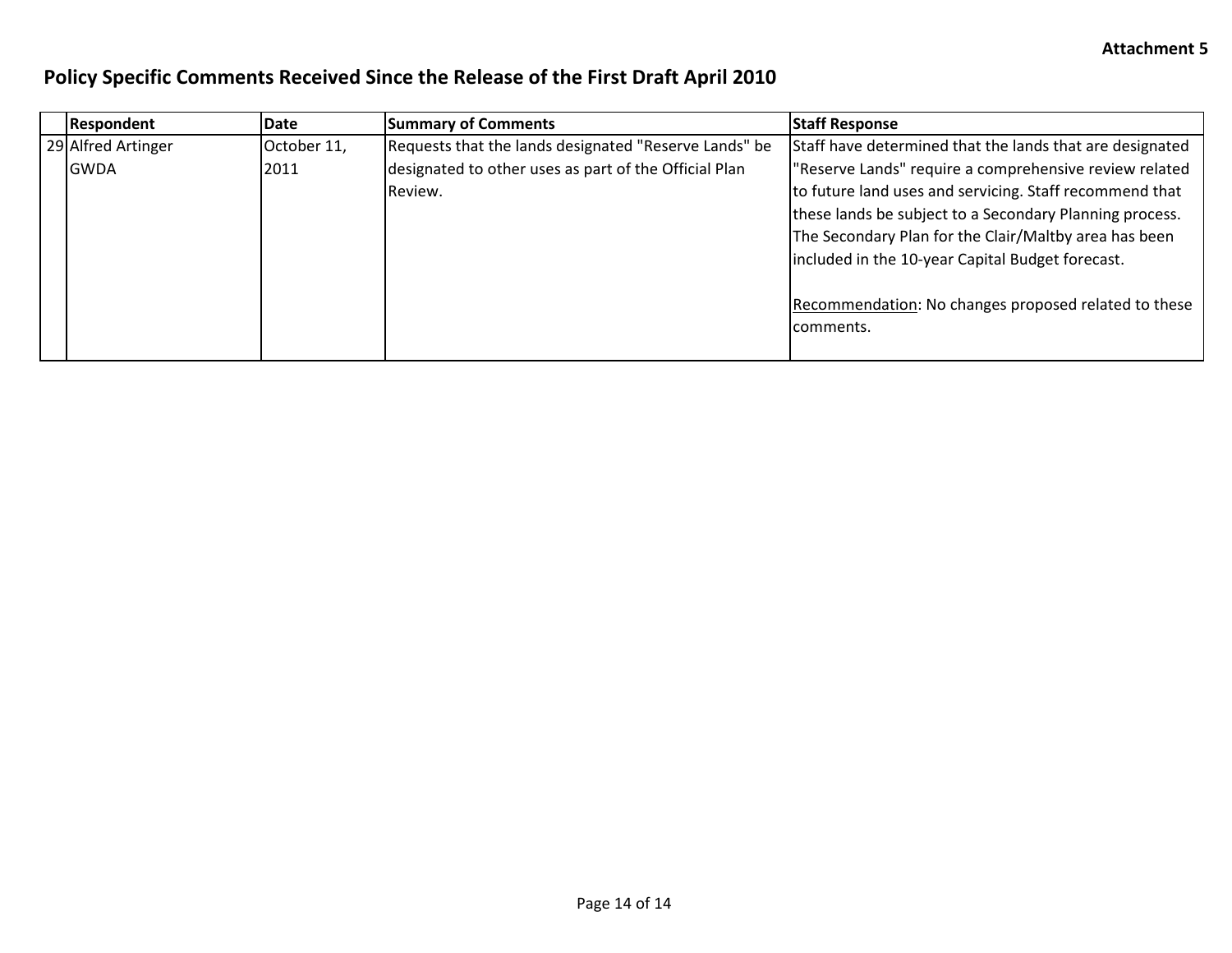Attachment 5

# Policy Specific Comments Received Since the Release of the First Draft April 2010

| | Respondent | Date | Summary of Comments | Staff Response |
|---|---|---|---|---|
| 29 | Alfred Artinger GWDA | October 11, 2011 | Requests that the lands designated "Reserve Lands" be designated to other uses as part of the Official Plan Review. | Staff have determined that the lands that are designated "Reserve Lands" require a comprehensive review related to future land uses and servicing. Staff recommend that these lands be subject to a Secondary Planning process. The Secondary Plan for the Clair/Maltby area has been included in the 10-year Capital Budget forecast.<br><br><u>Recommendation</u>: No changes proposed related to these comments. |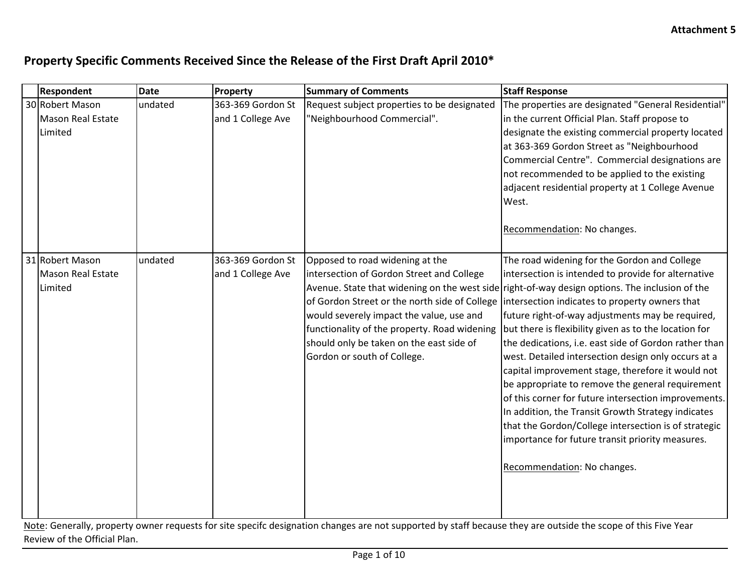**Attachment 5**

## Property Specific Comments Received Since the Release of the First Draft April 2010*

| | Respondent | Date | Property | Summary of Comments | Staff Response |
|---|---|---|---|---|---|
| 30 | Robert Mason Mason Real Estate Limited | undated | 363-369 Gordon St and 1 College Ave | Request subject properties to be designated "Neighbourhood Commercial". | The properties are designated "General Residential" in the current Official Plan. Staff propose to designate the existing commercial property located at 363-369 Gordon Street as "Neighbourhood Commercial Centre". Commercial designations are not recommended to be applied to the existing adjacent residential property at 1 College Avenue West.<br><br><u>Recommendation</u>: No changes. |
| 31 | Robert Mason Mason Real Estate Limited | undated | 363-369 Gordon St and 1 College Ave | Opposed to road widening at the intersection of Gordon Street and College Avenue. State that widening on the west side of Gordon Street or the north side of College would severely impact the value, use and functionality of the property. Road widening should only be taken on the east side of Gordon or south of College. | The road widening for the Gordon and College intersection is intended to provide for alternative right-of-way design options. The inclusion of the intersection indicates to property owners that future right-of-way adjustments may be required, but there is flexibility given as to the location for the dedications, i.e. east side of Gordon rather than west. Detailed intersection design only occurs at a capital improvement stage, therefore it would not be appropriate to remove the general requirement of this corner for future intersection improvements. In addition, the Transit Growth Strategy indicates that the Gordon/College intersection is of strategic importance for future transit priority measures.<br><br><u>Recommendation</u>: No changes. |

<u>Note</u>: Generally, property owner requests for site specifc designation changes are not supported by staff because they are outside the scope of this Five Year Review of the Official Plan.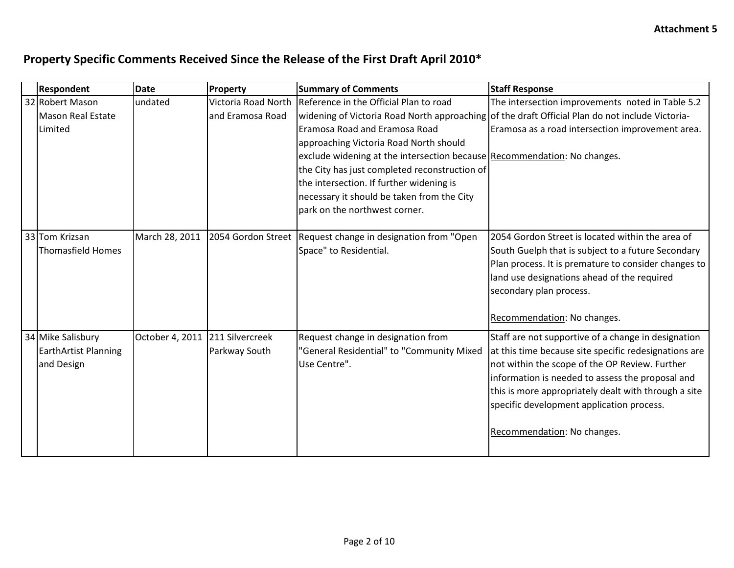**Attachment 5**

## Property Specific Comments Received Since the Release of the First Draft April 2010*

| | Respondent | Date | Property | Summary of Comments | Staff Response |
|---|---|---|---|---|---|
| 32 | Robert Mason Mason Real Estate Limited | undated | Victoria Road North and Eramosa Road | Reference in the Official Plan to road widening of Victoria Road North approaching Eramosa Road and Eramosa Road approaching Victoria Road North should exclude widening at the intersection because the City has just completed reconstruction of the intersection. If further widening is necessary it should be taken from the City park on the northwest corner. | The intersection improvements noted in Table 5.2 of the draft Official Plan do not include Victoria-Eramosa as a road intersection improvement area.<br><br>Recommendation: No changes. |
| 33 | Tom Krizsan Thomasfield Homes | March 28, 2011 | 2054 Gordon Street | Request change in designation from "Open Space" to Residential. | 2054 Gordon Street is located within the area of South Guelph that is subject to a future Secondary Plan process. It is premature to consider changes to land use designations ahead of the required secondary plan process.<br><br>Recommendation: No changes. |
| 34 | Mike Salisbury EarthArtist Planning and Design | October 4, 2011 | 211 Silvercreek Parkway South | Request change in designation from "General Residential" to "Community Mixed Use Centre". | Staff are not supportive of a change in designation at this time because site specific redesignations are not within the scope of the OP Review. Further information is needed to assess the proposal and this is more appropriately dealt with through a site specific development application process.<br><br>Recommendation: No changes. |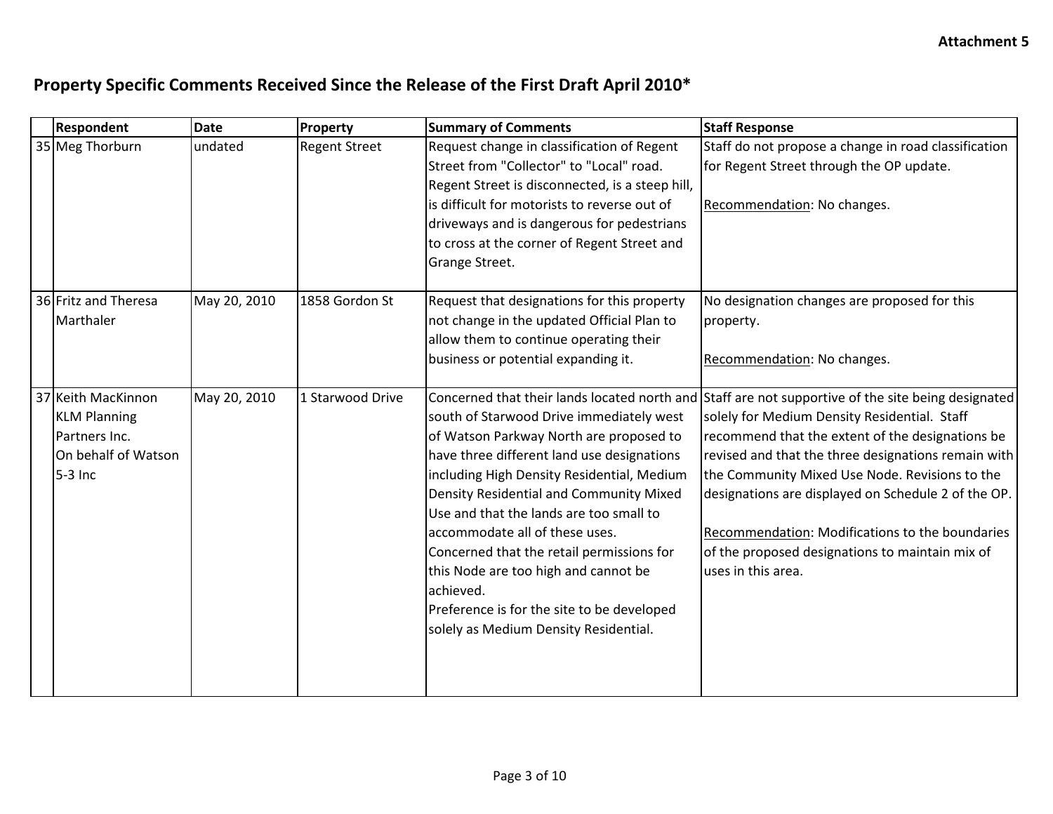**Attachment 5**

## Property Specific Comments Received Since the Release of the First Draft April 2010*

| | Respondent | Date | Property | Summary of Comments | Staff Response |
|---|---|---|---|---|---|
| 35 | Meg Thorburn | undated | Regent Street | Request change in classification of Regent Street from "Collector" to "Local" road. Regent Street is disconnected, is a steep hill, is difficult for motorists to reverse out of driveways and is dangerous for pedestrians to cross at the corner of Regent Street and Grange Street. | Staff do not propose a change in road classification for Regent Street through the OP update.<br><br>Recommendation: No changes. |
| 36 | Fritz and Theresa Marthaler | May 20, 2010 | 1858 Gordon St | Request that designations for this property not change in the updated Official Plan to allow them to continue operating their business or potential expanding it. | No designation changes are proposed for this property.<br><br>Recommendation: No changes. |
| 37 | Keith MacKinnon KLM Planning Partners Inc. On behalf of Watson 5-3 Inc | May 20, 2010 | 1 Starwood Drive | Concerned that their lands located north and south of Starwood Drive immediately west of Watson Parkway North are proposed to have three different land use designations including High Density Residential, Medium Density Residential and Community Mixed Use and that the lands are too small to accommodate all of these uses.<br>Concerned that the retail permissions for this Node are too high and cannot be achieved.<br>Preference is for the site to be developed solely as Medium Density Residential. | Staff are not supportive of the site being designated solely for Medium Density Residential. Staff recommend that the extent of the designations be revised and that the three designations remain with the Community Mixed Use Node. Revisions to the designations are displayed on Schedule 2 of the OP.<br><br>Recommendation: Modifications to the boundaries of the proposed designations to maintain mix of uses in this area. |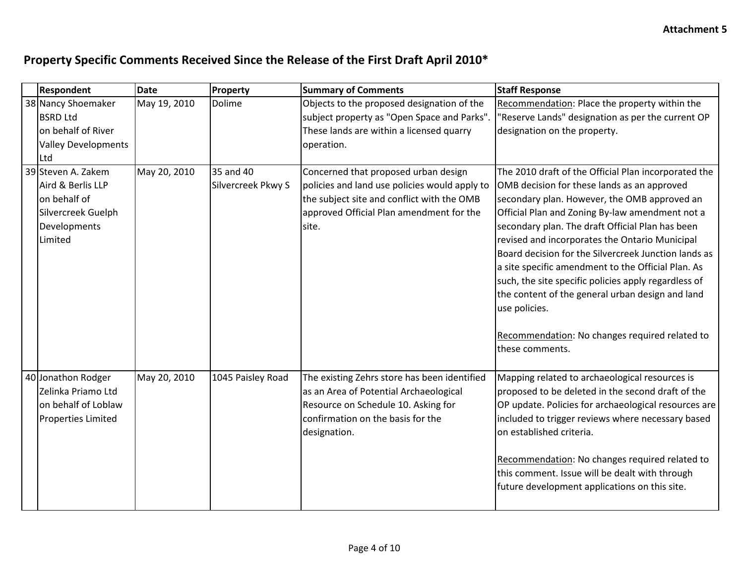**Attachment 5**

## Property Specific Comments Received Since the Release of the First Draft April 2010*

| | Respondent | Date | Property | Summary of Comments | Staff Response |
|---|---|---|---|---|---|
| 38 | Nancy Shoemaker BSRD Ltd on behalf of River Valley Developments Ltd | May 19, 2010 | Dolime | Objects to the proposed designation of the subject property as "Open Space and Parks". These lands are within a licensed quarry operation. | Recommendation: Place the property within the "Reserve Lands" designation as per the current OP designation on the property. |
| 39 | Steven A. Zakem Aird & Berlis LLP on behalf of Silvercreek Guelph Developments Limited | May 20, 2010 | 35 and 40 Silvercreek Pkwy S | Concerned that proposed urban design policies and land use policies would apply to the subject site and conflict with the OMB approved Official Plan amendment for the site. | The 2010 draft of the Official Plan incorporated the OMB decision for these lands as an approved secondary plan. However, the OMB approved an Official Plan and Zoning By-law amendment not a secondary plan. The draft Official Plan has been revised and incorporates the Ontario Municipal Board decision for the Silvercreek Junction lands as a site specific amendment to the Official Plan. As such, the site specific policies apply regardless of the content of the general urban design and land use policies.<br><br>Recommendation: No changes required related to these comments. |
| 40 | Jonathon Rodger Zelinka Priamo Ltd on behalf of Loblaw Properties Limited | May 20, 2010 | 1045 Paisley Road | The existing Zehrs store has been identified as an Area of Potential Archaeological Resource on Schedule 10. Asking for confirmation on the basis for the designation. | Mapping related to archaeological resources is proposed to be deleted in the second draft of the OP update. Policies for archaeological resources are included to trigger reviews where necessary based on established criteria.<br><br>Recommendation: No changes required related to this comment. Issue will be dealt with through future development applications on this site. |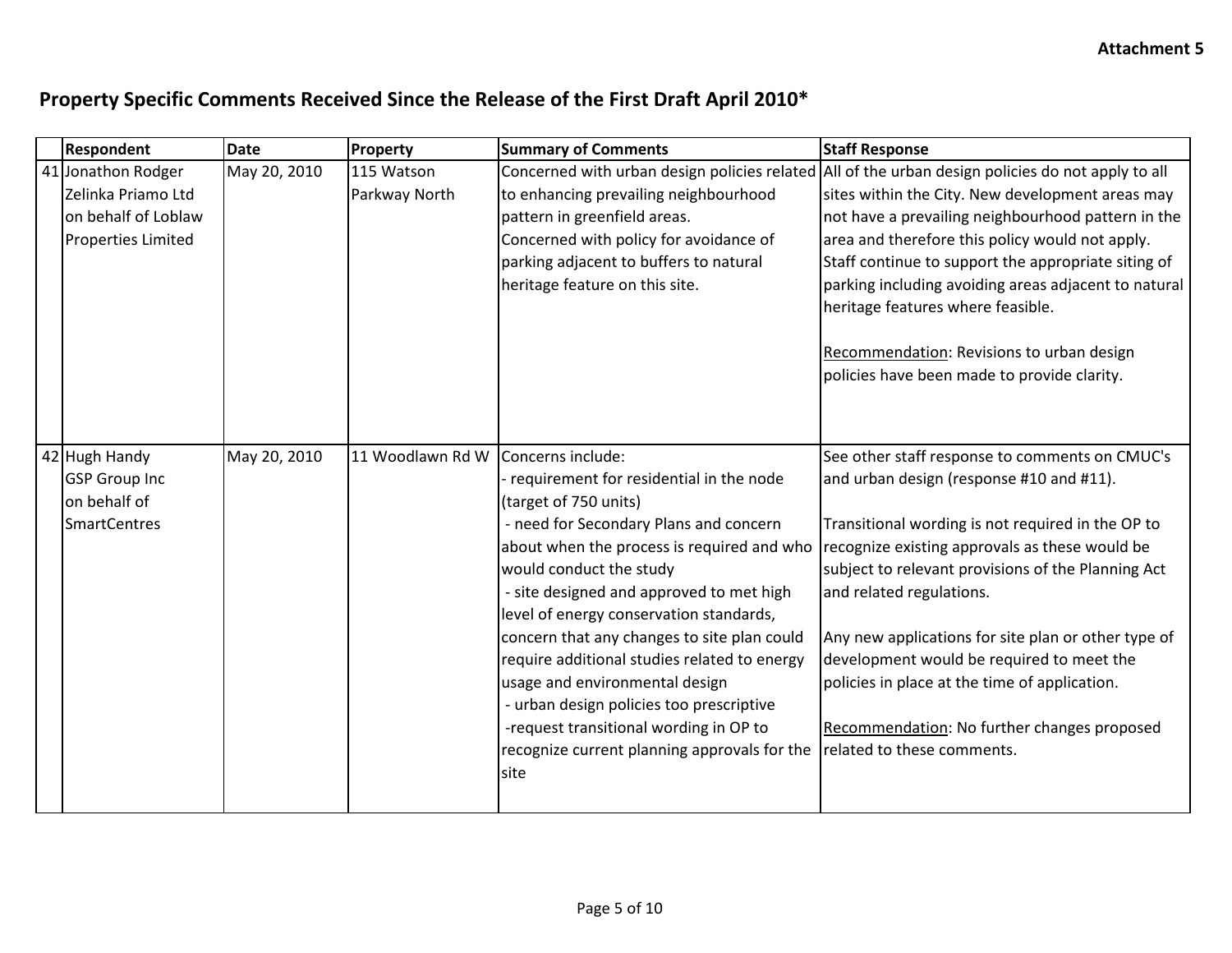**Attachment 5**

## Property Specific Comments Received Since the Release of the First Draft April 2010*

| | Respondent | Date | Property | Summary of Comments | Staff Response |
|---|---|---|---|---|---|
| 41 | Jonathon Rodger<br>Zelinka Priamo Ltd<br>on behalf of Loblaw<br>Properties Limited | May 20, 2010 | 115 Watson Parkway North | Concerned with urban design policies related to enhancing prevailing neighbourhood pattern in greenfield areas.<br>Concerned with policy for avoidance of parking adjacent to buffers to natural heritage feature on this site. | All of the urban design policies do not apply to all sites within the City. New development areas may not have a prevailing neighbourhood pattern in the area and therefore this policy would not apply. Staff continue to support the appropriate siting of parking including avoiding areas adjacent to natural heritage features where feasible.<br><br><u>Recommendation</u>: Revisions to urban design policies have been made to provide clarity. |
| 42 | Hugh Handy<br>GSP Group Inc<br>on behalf of<br>SmartCentres | May 20, 2010 | 11 Woodlawn Rd W | Concerns include:<br>- requirement for residential in the node (target of 750 units)<br>- need for Secondary Plans and concern about when the process is required and who would conduct the study<br>- site designed and approved to met high level of energy conservation standards, concern that any changes to site plan could require additional studies related to energy usage and environmental design<br>- urban design policies too prescriptive<br>-request transitional wording in OP to recognize current planning approvals for the site | See other staff response to comments on CMUC's and urban design (response #10 and #11).<br><br>Transitional wording is not required in the OP to recognize existing approvals as these would be subject to relevant provisions of the Planning Act and related regulations.<br><br>Any new applications for site plan or other type of development would be required to meet the policies in place at the time of application.<br><br><u>Recommendation</u>: No further changes proposed related to these comments. |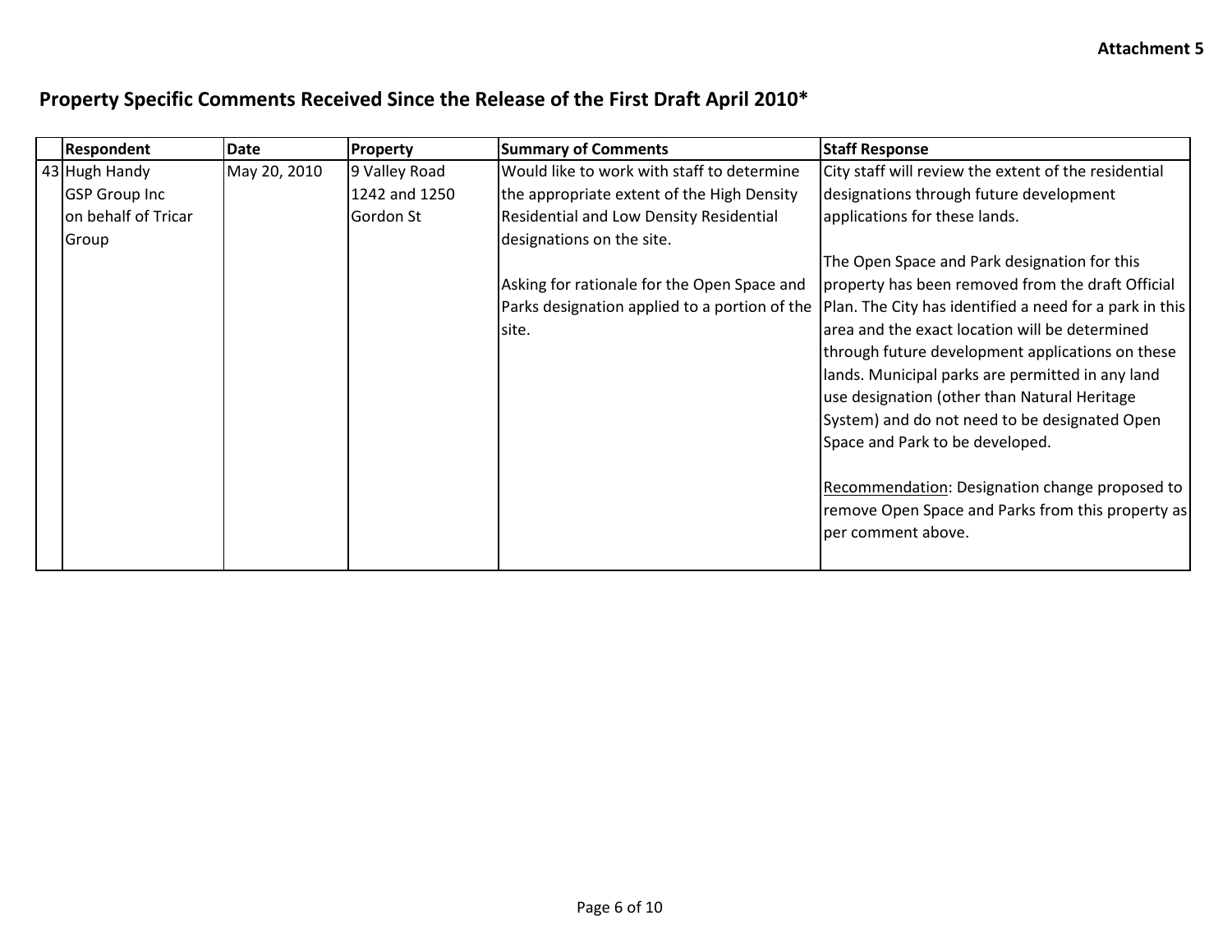Attachment 5

## Property Specific Comments Received Since the Release of the First Draft April 2010*

| | Respondent | Date | Property | Summary of Comments | Staff Response |
|---|---|---|---|---|---|
| 43 | Hugh Handy<br>GSP Group Inc<br>on behalf of Tricar Group | May 20, 2010 | 9 Valley Road<br>1242 and 1250 Gordon St | Would like to work with staff to determine the appropriate extent of the High Density Residential and Low Density Residential designations on the site.<br><br>Asking for rationale for the Open Space and Parks designation applied to a portion of the site. | City staff will review the extent of the residential designations through future development applications for these lands.<br><br>The Open Space and Park designation for this property has been removed from the draft Official Plan. The City has identified a need for a park in this area and the exact location will be determined through future development applications on these lands. Municipal parks are permitted in any land use designation (other than Natural Heritage System) and do not need to be designated Open Space and Park to be developed.<br><br>Recommendation: Designation change proposed to remove Open Space and Parks from this property as per comment above. |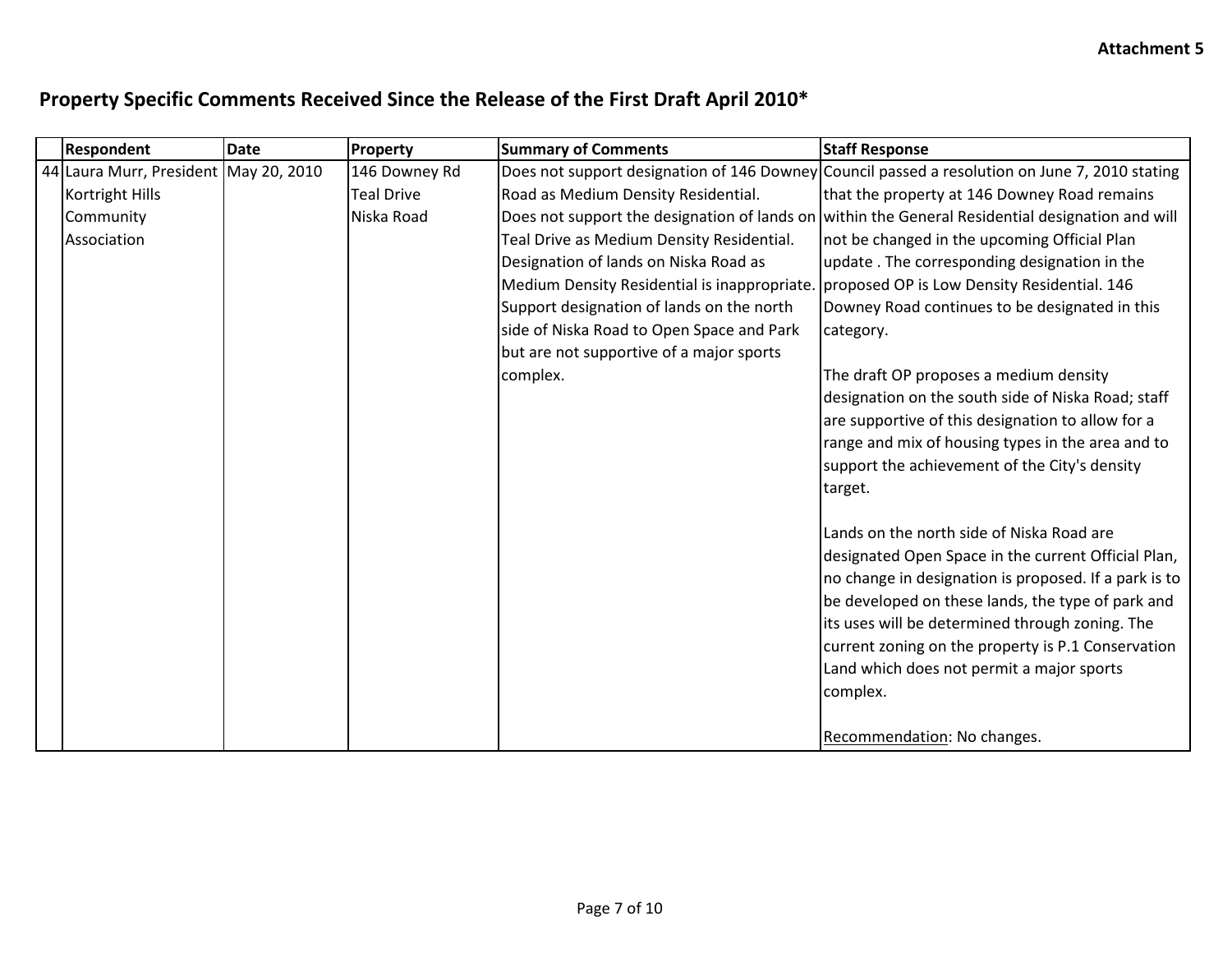Attachment 5

## Property Specific Comments Received Since the Release of the First Draft April 2010*

| | Respondent | Date | Property | Summary of Comments | Staff Response |
|---|---|---|---|---|---|
| 44 | Laura Murr, President Kortright Hills Community Association | May 20, 2010 | 146 Downey Rd<br>Teal Drive<br>Niska Road | Does not support designation of 146 Downey Road as Medium Density Residential.<br>Does not support the designation of lands on Teal Drive as Medium Density Residential.<br>Designation of lands on Niska Road as Medium Density Residential is inappropriate.<br>Support designation of lands on the north side of Niska Road to Open Space and Park but are not supportive of a major sports complex. | Council passed a resolution on June 7, 2010 stating that the property at 146 Downey Road remains within the General Residential designation and will not be changed in the upcoming Official Plan update . The corresponding designation in the proposed OP is Low Density Residential. 146 Downey Road continues to be designated in this category.<br><br>The draft OP proposes a medium density designation on the south side of Niska Road; staff are supportive of this designation to allow for a range and mix of housing types in the area and to support the achievement of the City's density target.<br><br>Lands on the north side of Niska Road are designated Open Space in the current Official Plan, no change in designation is proposed. If a park is to be developed on these lands, the type of park and its uses will be determined through zoning. The current zoning on the property is P.1 Conservation Land which does not permit a major sports complex.<br><br><u>Recommendation</u>: No changes. |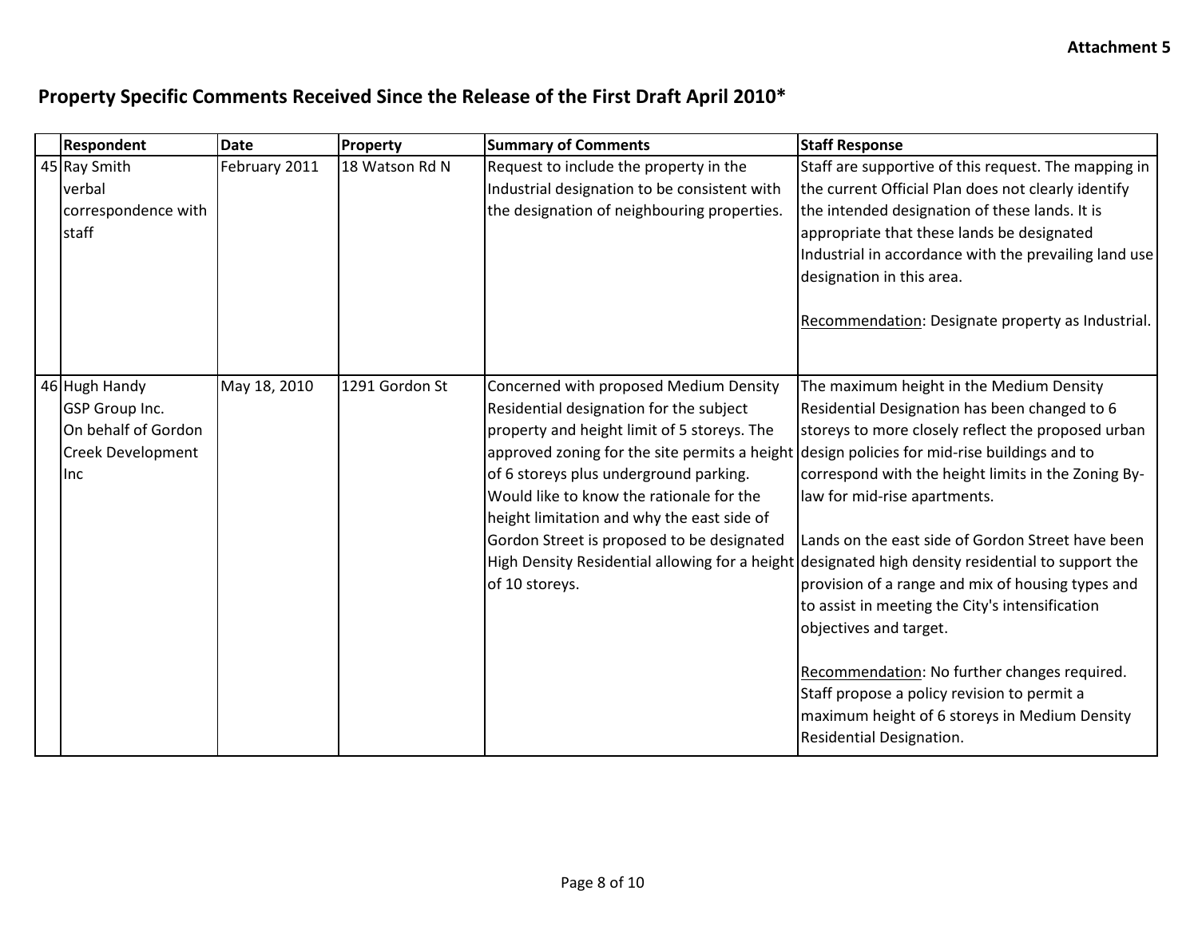**Attachment 5**

## Property Specific Comments Received Since the Release of the First Draft April 2010*

| | Respondent | Date | Property | Summary of Comments | Staff Response |
|---|---|---|---|---|---|
| 45 | Ray Smith verbal correspondence with staff | February 2011 | 18 Watson Rd N | Request to include the property in the Industrial designation to be consistent with the designation of neighbouring properties. | Staff are supportive of this request. The mapping in the current Official Plan does not clearly identify the intended designation of these lands. It is appropriate that these lands be designated Industrial in accordance with the prevailing land use designation in this area.<br><br>Recommendation: Designate property as Industrial. |
| 46 | Hugh Handy GSP Group Inc. On behalf of Gordon Creek Development Inc | May 18, 2010 | 1291 Gordon St | Concerned with proposed Medium Density Residential designation for the subject property and height limit of 5 storeys. The approved zoning for the site permits a height of 6 storeys plus underground parking. Would like to know the rationale for the height limitation and why the east side of Gordon Street is proposed to be designated High Density Residential allowing for a height of 10 storeys. | The maximum height in the Medium Density Residential Designation has been changed to 6 storeys to more closely reflect the proposed urban design policies for mid-rise buildings and to correspond with the height limits in the Zoning By-law for mid-rise apartments.<br><br>Lands on the east side of Gordon Street have been designated high density residential to support the provision of a range and mix of housing types and to assist in meeting the City's intensification objectives and target.<br><br>Recommendation: No further changes required. Staff propose a policy revision to permit a maximum height of 6 storeys in Medium Density Residential Designation. |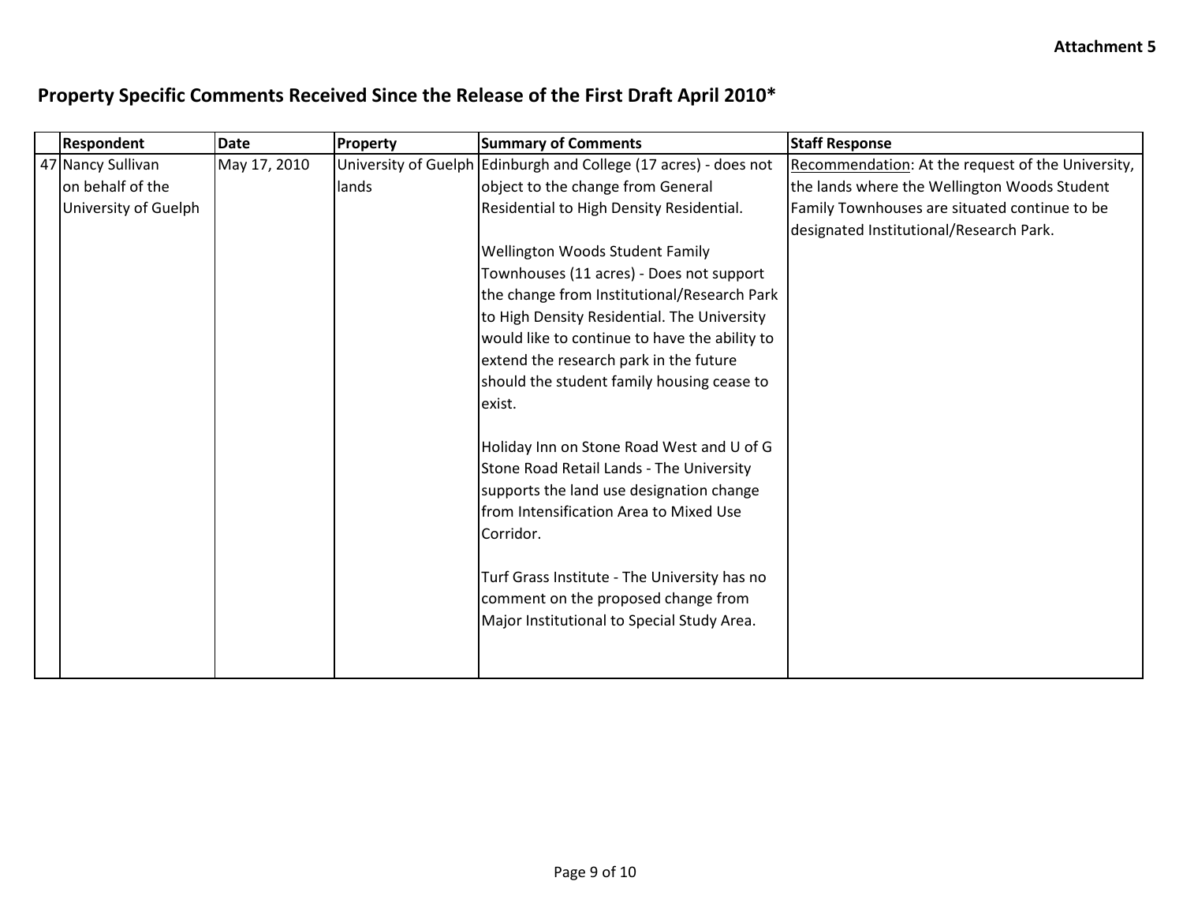**Attachment 5**

## Property Specific Comments Received Since the Release of the First Draft April 2010*

| | Respondent | Date | Property | Summary of Comments | Staff Response |
|---|---|---|---|---|---|
| 47 | Nancy Sullivan on behalf of the University of Guelph | May 17, 2010 | University of Guelph lands | Edinburgh and College (17 acres) - does not object to the change from General Residential to High Density Residential.<br><br>Wellington Woods Student Family Townhouses (11 acres) - Does not support the change from Institutional/Research Park to High Density Residential. The University would like to continue to have the ability to extend the research park in the future should the student family housing cease to exist.<br><br>Holiday Inn on Stone Road West and U of G Stone Road Retail Lands - The University supports the land use designation change from Intensification Area to Mixed Use Corridor.<br><br>Turf Grass Institute - The University has no comment on the proposed change from Major Institutional to Special Study Area. | <u>Recommendation</u>: At the request of the University, the lands where the Wellington Woods Student Family Townhouses are situated continue to be designated Institutional/Research Park. |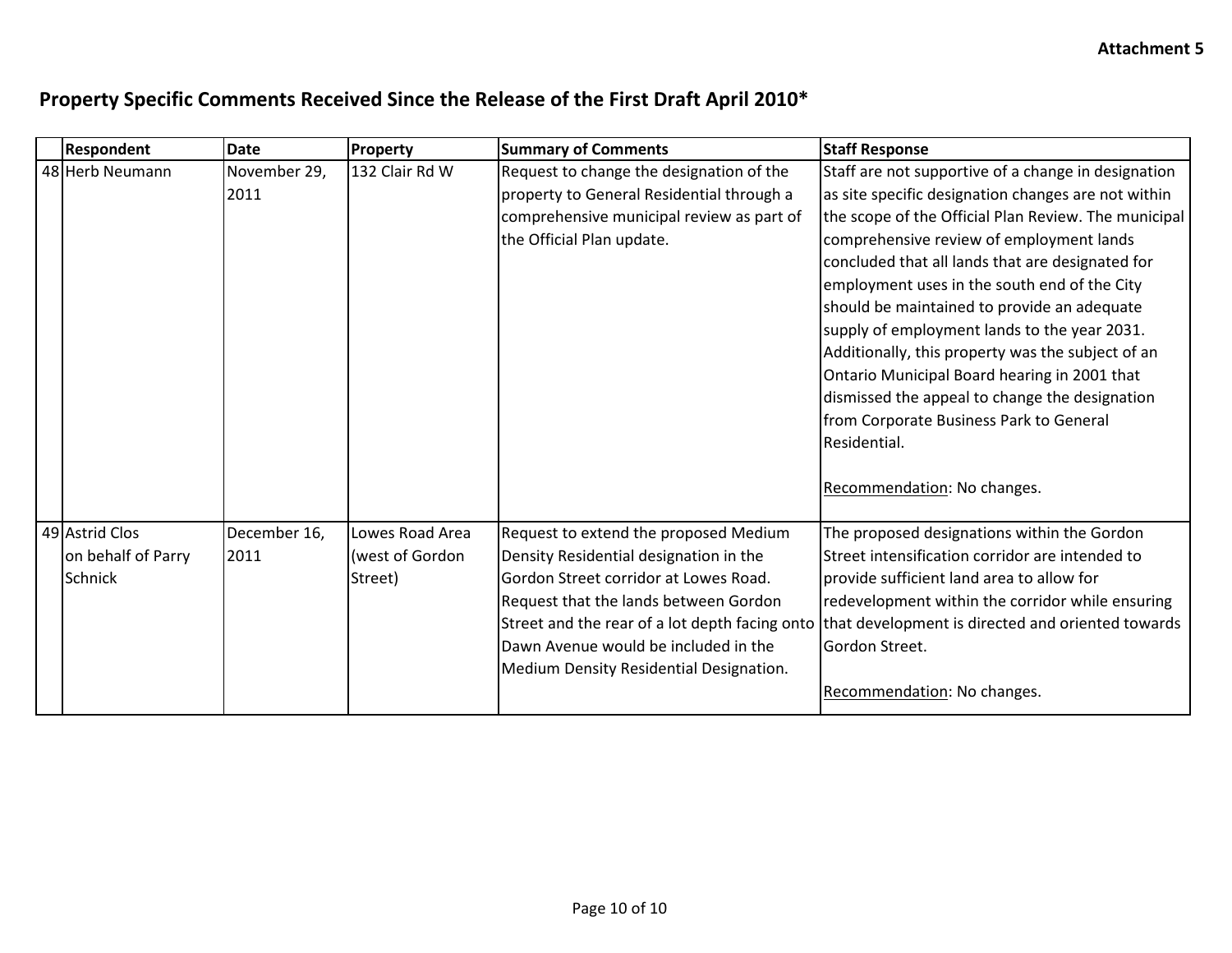**Attachment 5**

## Property Specific Comments Received Since the Release of the First Draft April 2010*

| | Respondent | Date | Property | Summary of Comments | Staff Response |
|---|---|---|---|---|---|
| 48 | Herb Neumann | November 29, 2011 | 132 Clair Rd W | Request to change the designation of the property to General Residential through a comprehensive municipal review as part of the Official Plan update. | Staff are not supportive of a change in designation as site specific designation changes are not within the scope of the Official Plan Review. The municipal comprehensive review of employment lands concluded that all lands that are designated for employment uses in the south end of the City should be maintained to provide an adequate supply of employment lands to the year 2031. Additionally, this property was the subject of an Ontario Municipal Board hearing in 2001 that dismissed the appeal to change the designation from Corporate Business Park to General Residential.<br><br><u>Recommendation</u>: No changes. |
| 49 | Astrid Clos on behalf of Parry Schnick | December 16, 2011 | Lowes Road Area (west of Gordon Street) | Request to extend the proposed Medium Density Residential designation in the Gordon Street corridor at Lowes Road. Request that the lands between Gordon Street and the rear of a lot depth facing onto Dawn Avenue would be included in the Medium Density Residential Designation. | The proposed designations within the Gordon Street intensification corridor are intended to provide sufficient land area to allow for redevelopment within the corridor while ensuring that development is directed and oriented towards Gordon Street.<br><br><u>Recommendation</u>: No changes. |